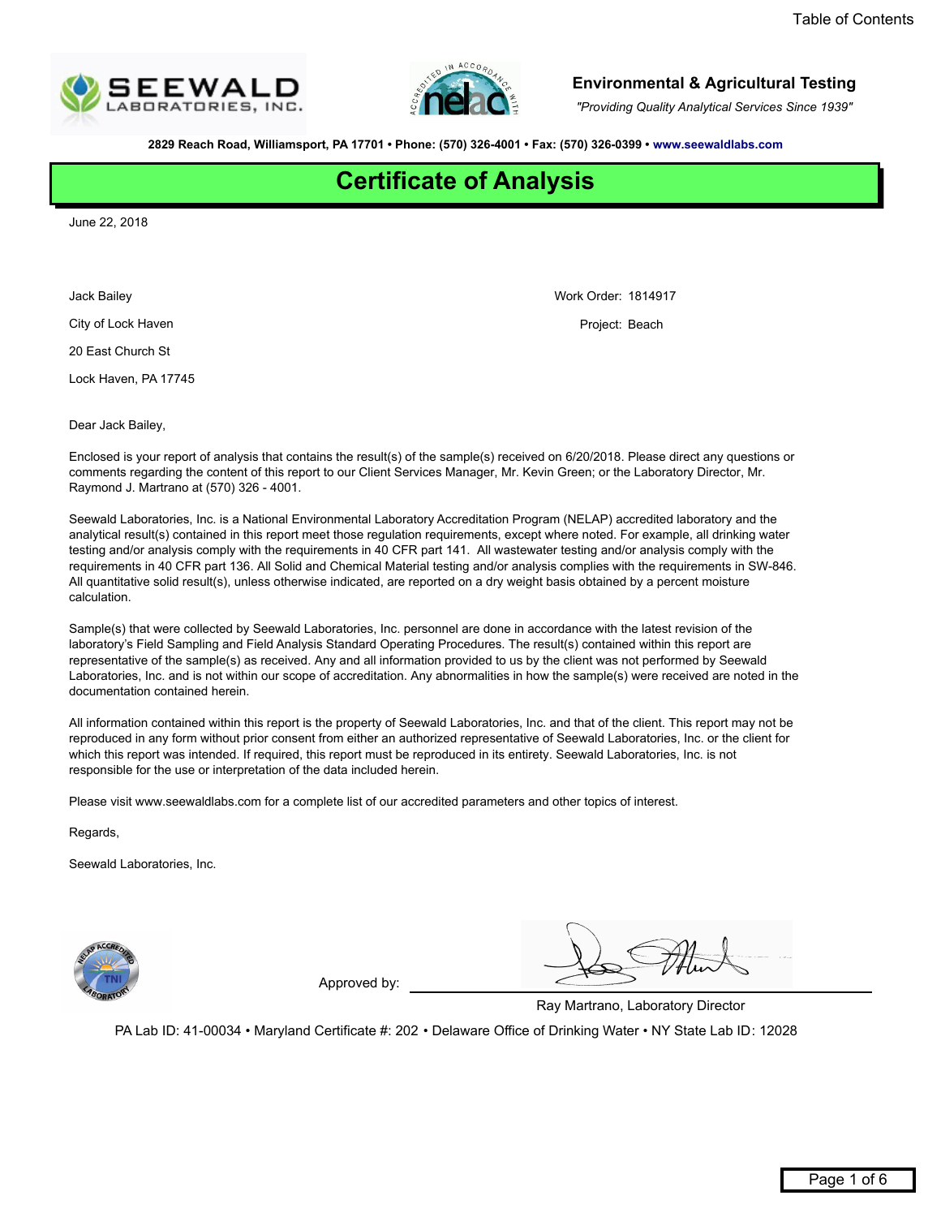Table of Contents

**SEEWALD LABORATORIES, INC.**

**Environmental & Agricultural Testing**

*"Providing Quality Analytical Services Since 1939"*

**2829 Reach Road, Williamsport, PA 17701 • Phone: (570) 326-4001 • Fax: (570) 326-0399 • www.seewaldlabs.com**

# Certificate of Analysis

June 22, 2018

Jack Bailey
City of Lock Haven
20 East Church St
Lock Haven, PA 17745

Work Order: 1814917
Project: Beach

Dear Jack Bailey,

Enclosed is your report of analysis that contains the result(s) of the sample(s) received on 6/20/2018. Please direct any questions or comments regarding the content of this report to our Client Services Manager, Mr. Kevin Green; or the Laboratory Director, Mr. Raymond J. Martrano at (570) 326 - 4001.

Seewald Laboratories, Inc. is a National Environmental Laboratory Accreditation Program (NELAP) accredited laboratory and the analytical result(s) contained in this report meet those regulation requirements, except where noted. For example, all drinking water testing and/or analysis comply with the requirements in 40 CFR part 141. All wastewater testing and/or analysis comply with the requirements in 40 CFR part 136. All Solid and Chemical Material testing and/or analysis complies with the requirements in SW-846. All quantitative solid result(s), unless otherwise indicated, are reported on a dry weight basis obtained by a percent moisture calculation.

Sample(s) that were collected by Seewald Laboratories, Inc. personnel are done in accordance with the latest revision of the laboratory's Field Sampling and Field Analysis Standard Operating Procedures. The result(s) contained within this report are representative of the sample(s) as received. Any and all information provided to us by the client was not performed by Seewald Laboratories, Inc. and is not within our scope of accreditation. Any abnormalities in how the sample(s) were received are noted in the documentation contained herein.

All information contained within this report is the property of Seewald Laboratories, Inc. and that of the client. This report may not be reproduced in any form without prior consent from either an authorized representative of Seewald Laboratories, Inc. or the client for which this report was intended. If required, this report must be reproduced in its entirety. Seewald Laboratories, Inc. is not responsible for the use or interpretation of the data included herein.

Please visit www.seewaldlabs.com for a complete list of our accredited parameters and other topics of interest.

Regards,

Seewald Laboratories, Inc.

Approved by: ______________________

Ray Martrano, Laboratory Director

PA Lab ID: 41-00034 • Maryland Certificate #: 202 • Delaware Office of Drinking Water • NY State Lab ID: 12028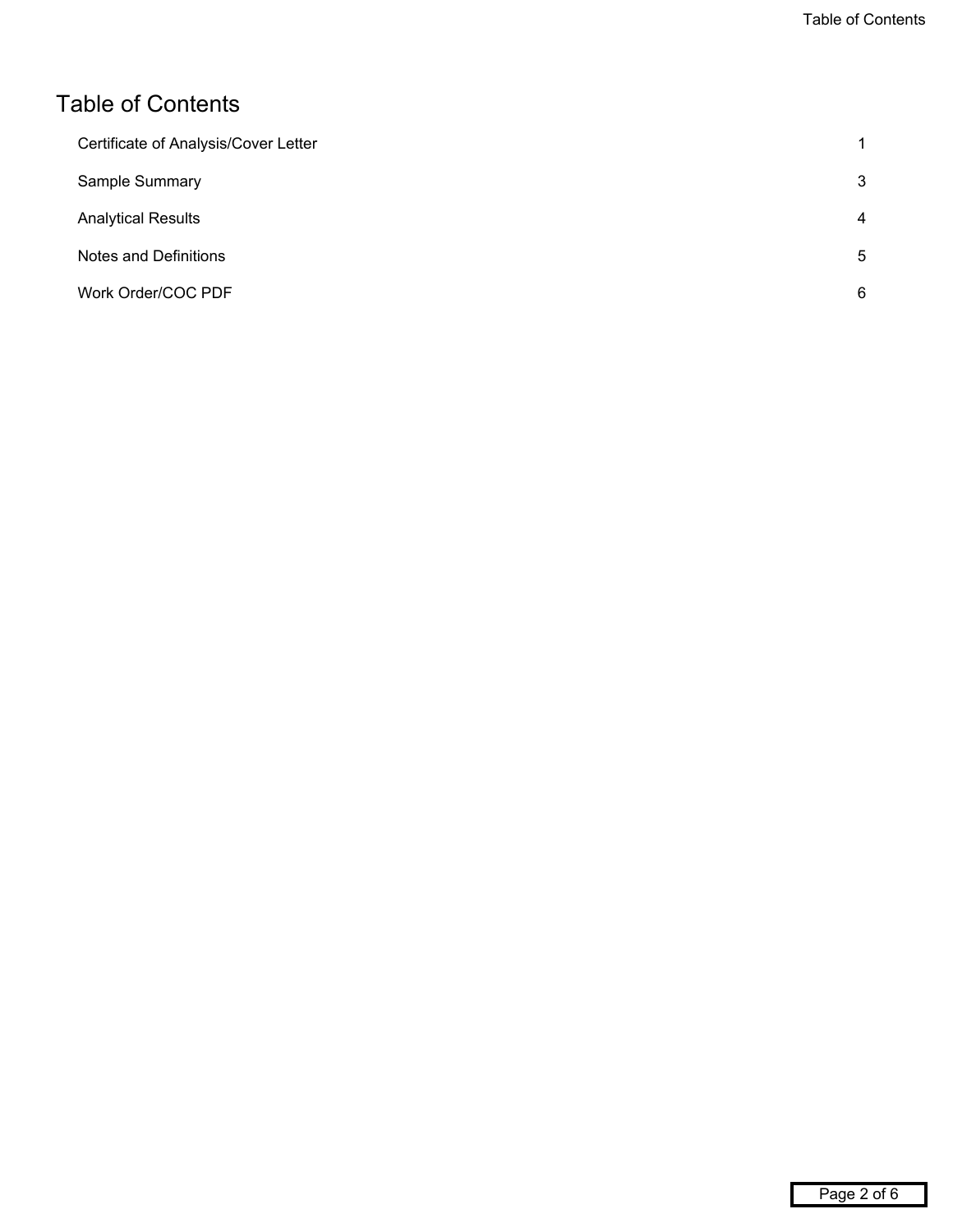# Table of Contents

| | |
|---|---|
| Certificate of Analysis/Cover Letter | 1 |
| Sample Summary | 3 |
| Analytical Results | 4 |
| Notes and Definitions | 5 |
| Work Order/COC PDF | 6 |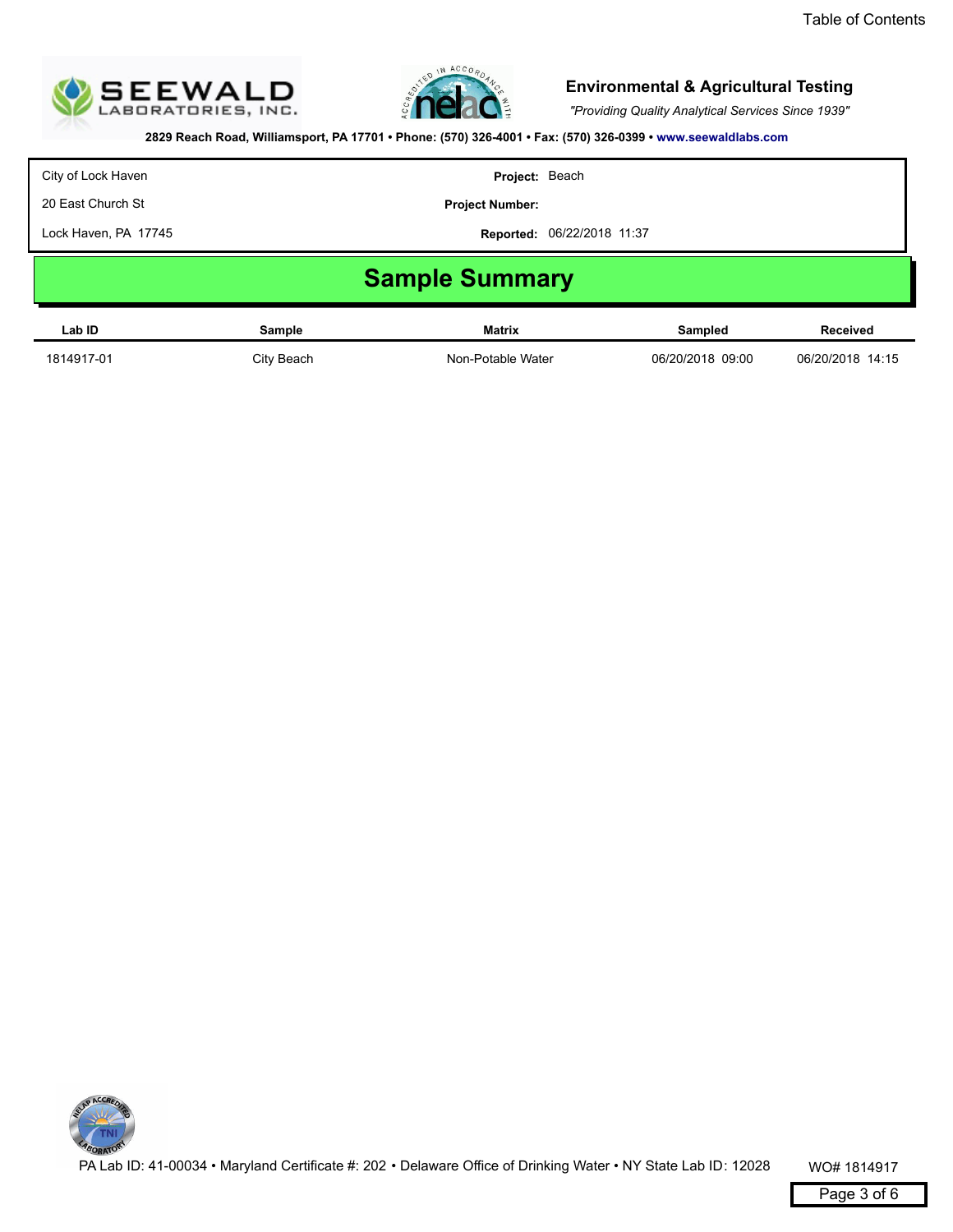**SEEWALD LABORATORIES, INC.**

**Environmental & Agricultural Testing**

*"Providing Quality Analytical Services Since 1939"*

**2829 Reach Road, Williamsport, PA 17701 • Phone: (570) 326-4001 • Fax: (570) 326-0399 • www.seewaldlabs.com**

| | |
|---|---|
| City of Lock Haven | **Project:** Beach |
| 20 East Church St | **Project Number:** |
| Lock Haven, PA 17745 | **Reported:** 06/22/2018 11:37 |

# Sample Summary

| Lab ID | Sample | Matrix | Sampled | Received |
|---|---|---|---|---|
| 1814917-01 | City Beach | Non-Potable Water | 06/20/2018 09:00 | 06/20/2018 14:15 |

PA Lab ID: 41-00034 • Maryland Certificate #: 202 • Delaware Office of Drinking Water • NY State Lab ID: 12028

WO# 1814917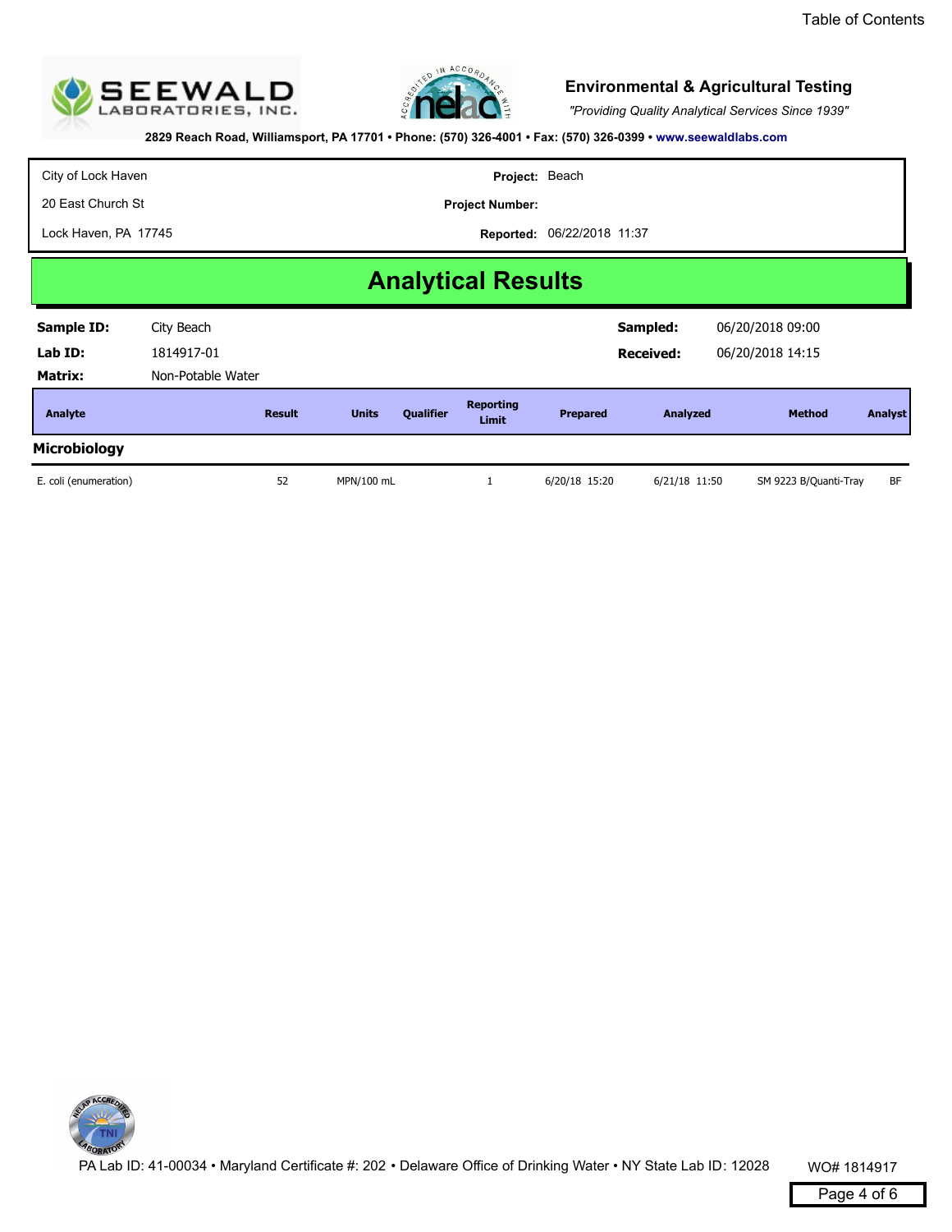Table of Contents

**SEEWALD LABORATORIES, INC.**

**Environmental & Agricultural Testing**

*"Providing Quality Analytical Services Since 1939"*

**2829 Reach Road, Williamsport, PA 17701 • Phone: (570) 326-4001 • Fax: (570) 326-0399 • www.seewaldlabs.com**

| | |
|---|---|
| City of Lock Haven | **Project:** Beach |
| 20 East Church St | **Project Number:** |
| Lock Haven, PA 17745 | **Reported:** 06/22/2018 11:37 |

# Analytical Results

**Sample ID:** City Beach  **Sampled:** 06/20/2018 09:00

**Lab ID:** 1814917-01  **Received:** 06/20/2018 14:15

**Matrix:** Non-Potable Water

| Analyte | Result | Units | Qualifier | Reporting Limit | Prepared | Analyzed | Method | Analyst |
|---|---|---|---|---|---|---|---|---|
| **Microbiology** | | | | | | | | |
| E. coli (enumeration) | 52 | MPN/100 mL | | 1 | 6/20/18 15:20 | 6/21/18 11:50 | SM 9223 B/Quanti-Tray | BF |

PA Lab ID: 41-00034 • Maryland Certificate #: 202 • Delaware Office of Drinking Water • NY State Lab ID: 12028

WO# 1814917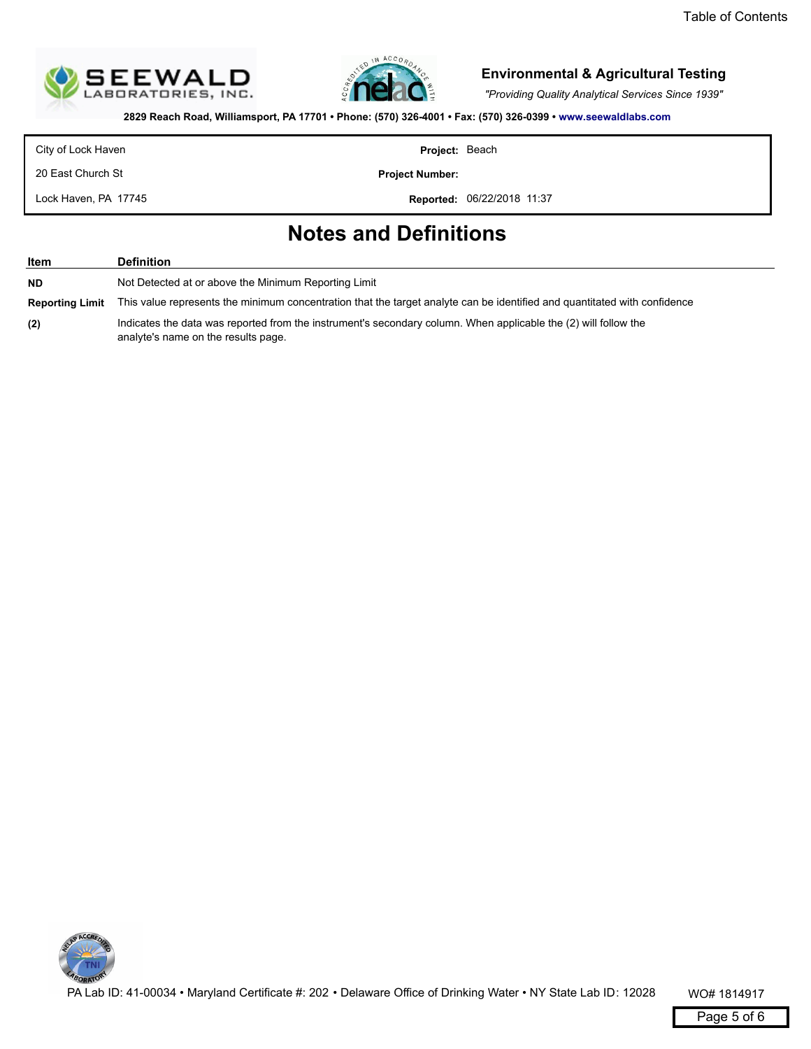**Environmental & Agricultural Testing**

*"Providing Quality Analytical Services Since 1939"*

**2829 Reach Road, Williamsport, PA 17701 • Phone: (570) 326-4001 • Fax: (570) 326-0399 • www.seewaldlabs.com**

| | | |
|---|---|---|
| City of Lock Haven | **Project:** | Beach |
| 20 East Church St | **Project Number:** | |
| Lock Haven, PA 17745 | **Reported:** | 06/22/2018 11:37 |

# Notes and Definitions

| Item | Definition |
|---|---|
| **ND** | Not Detected at or above the Minimum Reporting Limit |
| **Reporting Limit** | This value represents the minimum concentration that the target analyte can be identified and quantitated with confidence |
| **(2)** | Indicates the data was reported from the instrument's secondary column. When applicable the (2) will follow the analyte's name on the results page. |

PA Lab ID: 41-00034 • Maryland Certificate #: 202 • Delaware Office of Drinking Water • NY State Lab ID: 12028

WO# 1814917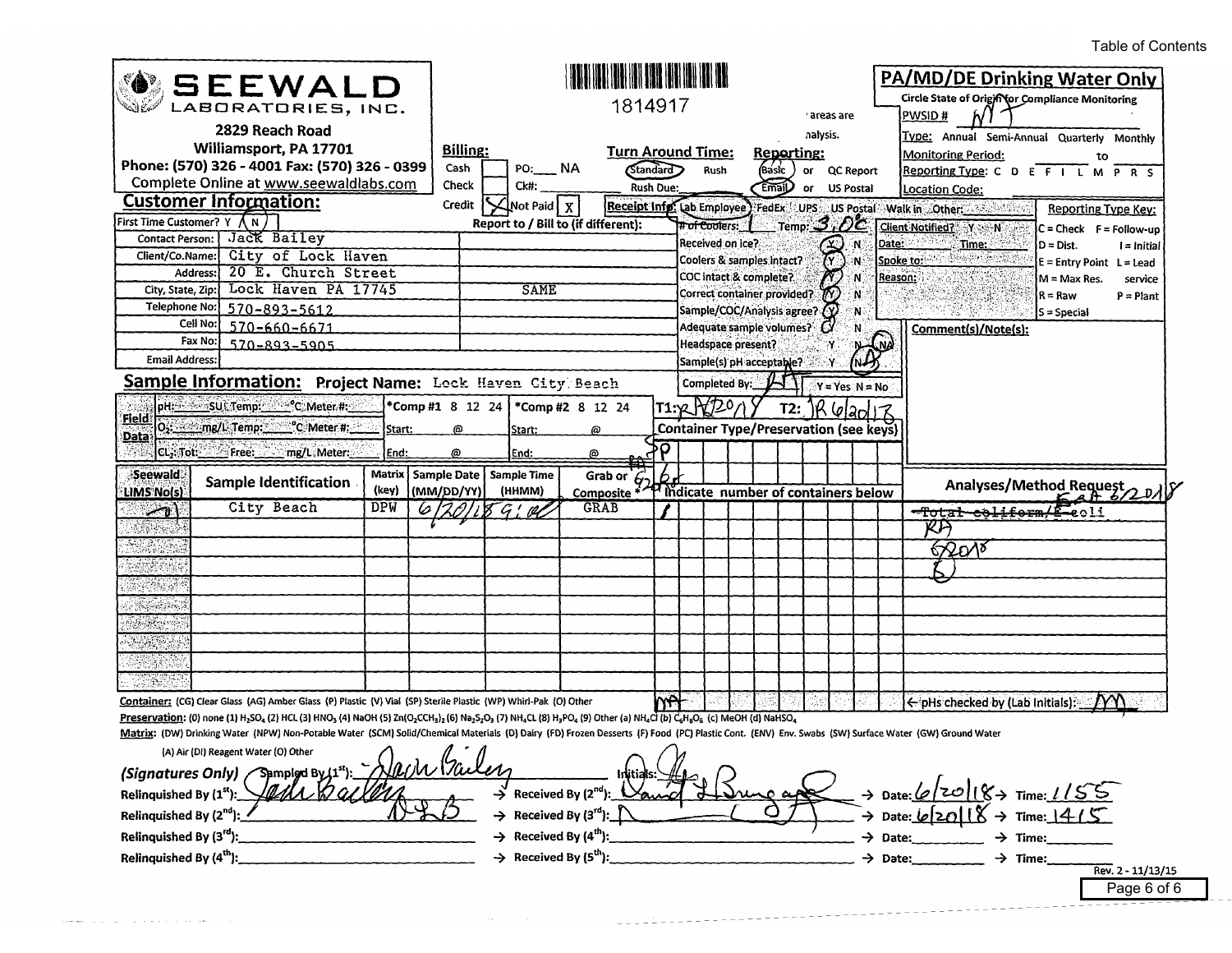# SEEWALD LABORATORIES, INC.

2829 Reach Road
Williamsport, PA 17701
Phone: (570) 326 - 4001 Fax: (570) 326 - 0399
Complete Online at www.seewaldlabs.com

1814917

**PA/MD/DE Drinking Water Only**

Circle State of Origin for Compliance Monitoring

PWSID #: NA

Type: Annual Semi-Annual Quarterly Monthly

Monitoring Period: ________ to ________

Reporting Type: C D E F I L M P R S

Location Code:

**Billing:** Cash ☐ Check ☐ Credit ☒ PO: NA Ck#: Not Paid X

**Turn Around Time:** (Standard) Rush — Rush Due:

**Reporting:** (Basic) or QC Report; (Email) or US Postal

Receipt Info: (Lab Employee) FedEx UPS US Postal Walk In Other:

## Customer Information:

| | | Report to / Bill to (if different): |
|---|---|---|
| First Time Customer? | Y (N) | |
| Contact Person: | Jack Bailey | |
| Client/Co.Name: | City of Lock Haven | |
| Address: | 20 E. Church Street | |
| City, State, Zip: | Lock Haven PA 17745 | SAME |
| Telephone No: | 570-893-5612 | |
| Cell No: | 570-660-6671 | |
| Fax No: | 570-893-5905 | |
| Email Address: | | |

| Receipt | Y/N |
|---|---|
| # of Coolers: 1 | Temp: 3.0°C |
| Received on Ice? | (Y) N |
| Coolers & samples intact? | (Y) N |
| COC intact & complete? | (Y) N |
| Correct container provided? | (Y) N |
| Sample/COC/Analysis agree? | (Y) N |
| Adequate sample volumes? | (Y) N |
| Headspace present? | Y N (NA) |
| Sample(s) pH acceptable? | Y N (NA) |
| Completed By: | Y = Yes N = No |

Client Notified? Y N — Date: Time: — Spoke to: — Reason:

**Reporting Type Key:** C = Check, F = Follow-up, D = Dist., I = Initial, E = Entry Point, L = Lead service, M = Max Res., R = Raw, P = Plant, S = Special

**Comment(s)/Note(s):**

## Sample Information: Project Name: Lock Haven City Beach

Field Data: pH: ___ SU Temp: ___ °C Meter #: ___; $O_2$: ___ mg/L Temp: ___ °C Meter #: ___; $CL_2$ Tot: ___ Free: ___ mg/L Meter: ___

*Comp #1 8 12 24 — Start: @ — End: @
*Comp #2 8 12 24 — Start: @ — End: @

T1: RA 6/20/18 T2: JR 6/20/18

Container Type/Preservation (see keys): SP

| Seewald LIMS No(s) | Sample Identification | Matrix (key) | Sample Date (MM/DD/YY) | Sample Time (HHMM) | Grab or Composite * | Indicate number of containers below | Analyses/Method Request |
|---|---|---|---|---|---|---|---|
| -1 | City Beach | DPW | 6/20/18 | 9:00 | GRAB | 1 | ~~Total coliform/E-coli~~ RA 6/20/18 E |

pHs checked by (Lab Initials): M

**Container:** (CG) Clear Glass (AG) Amber Glass (P) Plastic (V) Vial (SP) Sterile Plastic (WP) Whirl-Pak (O) Other

**Preservation:** (0) none (1) $H_2SO_4$ (2) HCL (3) $HNO_3$ (4) NaOH (5) $Zn(O_2CCH_3)_2$ (6) $Na_2S_2O_3$ (7) $NH_4CL$ (8) $H_3PO_4$ (9) Other (a) $NH_4Cl$ (b) $C_6H_8O_6$ (c) MeOH (d) $NaHSO_4$

**Matrix:** (DW) Drinking Water (NPW) Non-Potable Water (SCM) Solid/Chemical Materials (D) Dairy (FD) Frozen Desserts (F) Food (PC) Plastic Cont. (ENV) Env. Swabs (SW) Surface Water (GW) Ground Water (A) Air (DI) Reagent Water (O) Other

*(Signatures Only)* Sampled By (1st): Jack Bailey — Initials:

| Relinquished By | Received By | Date | Time |
|---|---|---|---|
| (1st): Jack Bailey | (2nd): David L Brungard | 6/20/18 | 1155 |
| (2nd): DLB | (3rd): | 6/20/18 | 1415 |
| (3rd): | (4th): | | |
| (4th): | (5th): | | |

Rev. 2 - 11/13/15